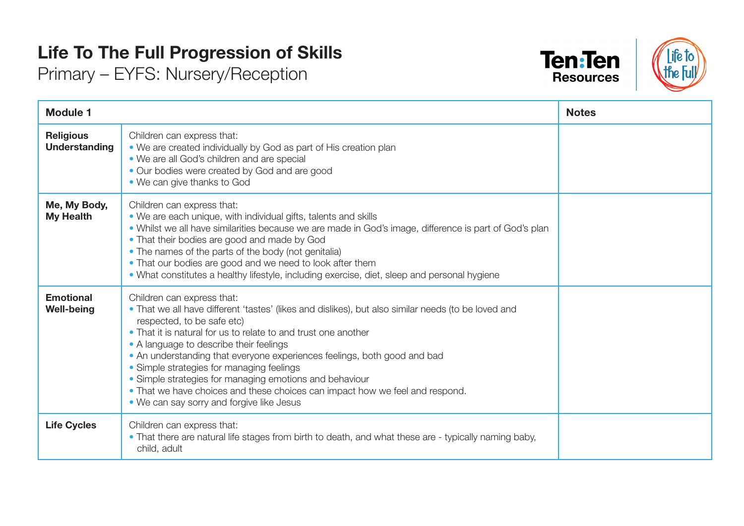# Life To The Full Progression of Skills

## Primary – EYFS: Nursery/Reception

| Module 1 | | Notes |
|---|---|---|
| **Religious Understanding** | Children can express that:<br>• We are created individually by God as part of His creation plan<br>• We are all God's children and are special<br>• Our bodies were created by God and are good<br>• We can give thanks to God | |
| **Me, My Body, My Health** | Children can express that:<br>• We are each unique, with individual gifts, talents and skills<br>• Whilst we all have similarities because we are made in God's image, difference is part of God's plan<br>• That their bodies are good and made by God<br>• The names of the parts of the body (not genitalia)<br>• That our bodies are good and we need to look after them<br>• What constitutes a healthy lifestyle, including exercise, diet, sleep and personal hygiene | |
| **Emotional Well-being** | Children can express that:<br>• That we all have different 'tastes' (likes and dislikes), but also similar needs (to be loved and respected, to be safe etc)<br>• That it is natural for us to relate to and trust one another<br>• A language to describe their feelings<br>• An understanding that everyone experiences feelings, both good and bad<br>• Simple strategies for managing feelings<br>• Simple strategies for managing emotions and behaviour<br>• That we have choices and these choices can impact how we feel and respond.<br>• We can say sorry and forgive like Jesus | |
| **Life Cycles** | Children can express that:<br>• That there are natural life stages from birth to death, and what these are - typically naming baby, child, adult | |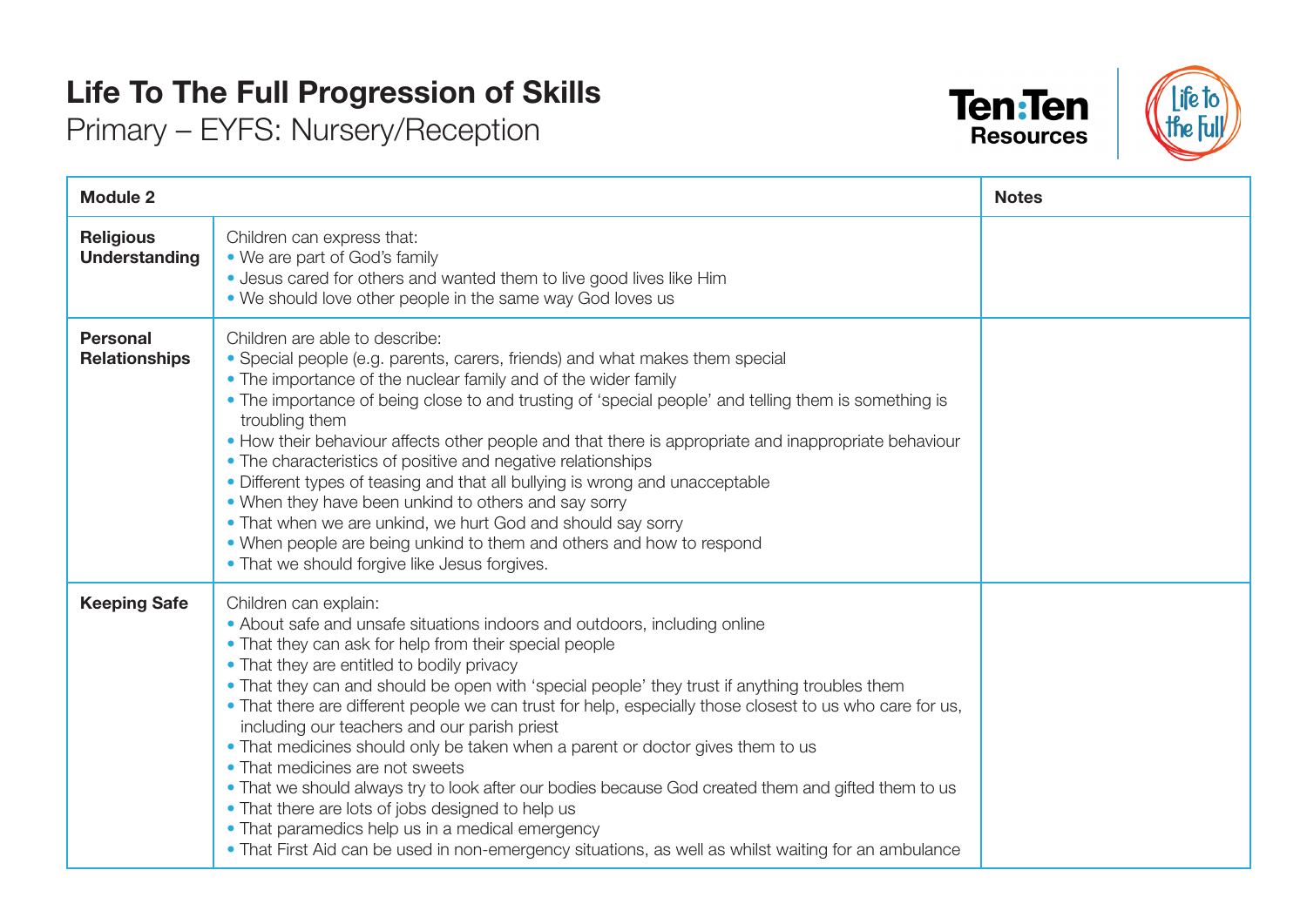# Life To The Full Progression of Skills

## Primary – EYFS: Nursery/Reception

| Module 2 | | Notes |
|---|---|---|
| **Religious Understanding** | Children can express that:<br>• We are part of God's family<br>• Jesus cared for others and wanted them to live good lives like Him<br>• We should love other people in the same way God loves us | |
| **Personal Relationships** | Children are able to describe:<br>• Special people (e.g. parents, carers, friends) and what makes them special<br>• The importance of the nuclear family and of the wider family<br>• The importance of being close to and trusting of 'special people' and telling them is something is troubling them<br>• How their behaviour affects other people and that there is appropriate and inappropriate behaviour<br>• The characteristics of positive and negative relationships<br>• Different types of teasing and that all bullying is wrong and unacceptable<br>• When they have been unkind to others and say sorry<br>• That when we are unkind, we hurt God and should say sorry<br>• When people are being unkind to them and others and how to respond<br>• That we should forgive like Jesus forgives. | |
| **Keeping Safe** | Children can explain:<br>• About safe and unsafe situations indoors and outdoors, including online<br>• That they can ask for help from their special people<br>• That they are entitled to bodily privacy<br>• That they can and should be open with 'special people' they trust if anything troubles them<br>• That there are different people we can trust for help, especially those closest to us who care for us, including our teachers and our parish priest<br>• That medicines should only be taken when a parent or doctor gives them to us<br>• That medicines are not sweets<br>• That we should always try to look after our bodies because God created them and gifted them to us<br>• That there are lots of jobs designed to help us<br>• That paramedics help us in a medical emergency<br>• That First Aid can be used in non-emergency situations, as well as whilst waiting for an ambulance | |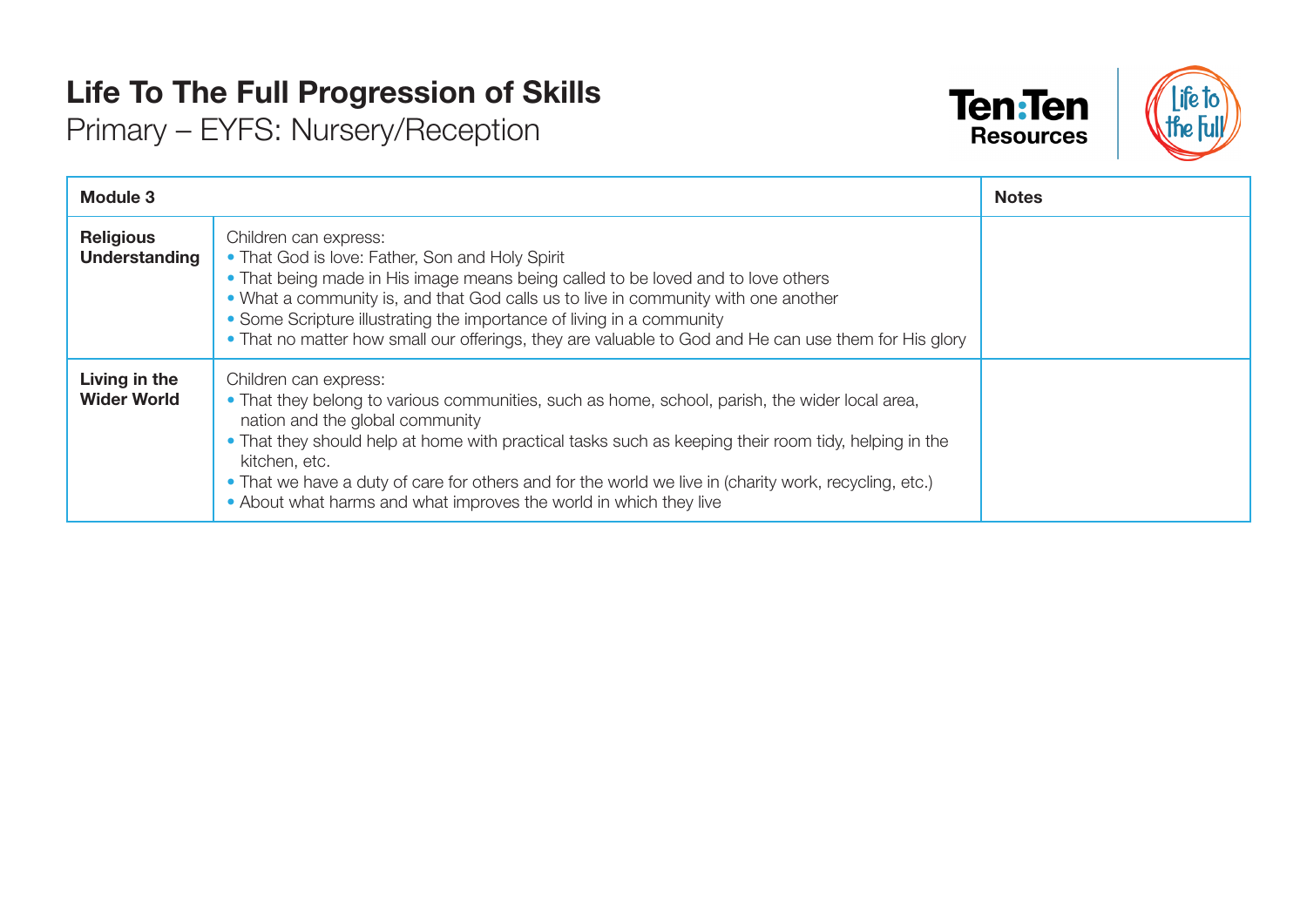# Life To The Full Progression of Skills

## Primary – EYFS: Nursery/Reception

Ten:Ten Resources

| Module 3 | | Notes |
|---|---|---|
| **Religious Understanding** | Children can express:<br>• That God is love: Father, Son and Holy Spirit<br>• That being made in His image means being called to be loved and to love others<br>• What a community is, and that God calls us to live in community with one another<br>• Some Scripture illustrating the importance of living in a community<br>• That no matter how small our offerings, they are valuable to God and He can use them for His glory | |
| **Living in the Wider World** | Children can express:<br>• That they belong to various communities, such as home, school, parish, the wider local area, nation and the global community<br>• That they should help at home with practical tasks such as keeping their room tidy, helping in the kitchen, etc.<br>• That we have a duty of care for others and for the world we live in (charity work, recycling, etc.)<br>• About what harms and what improves the world in which they live | |